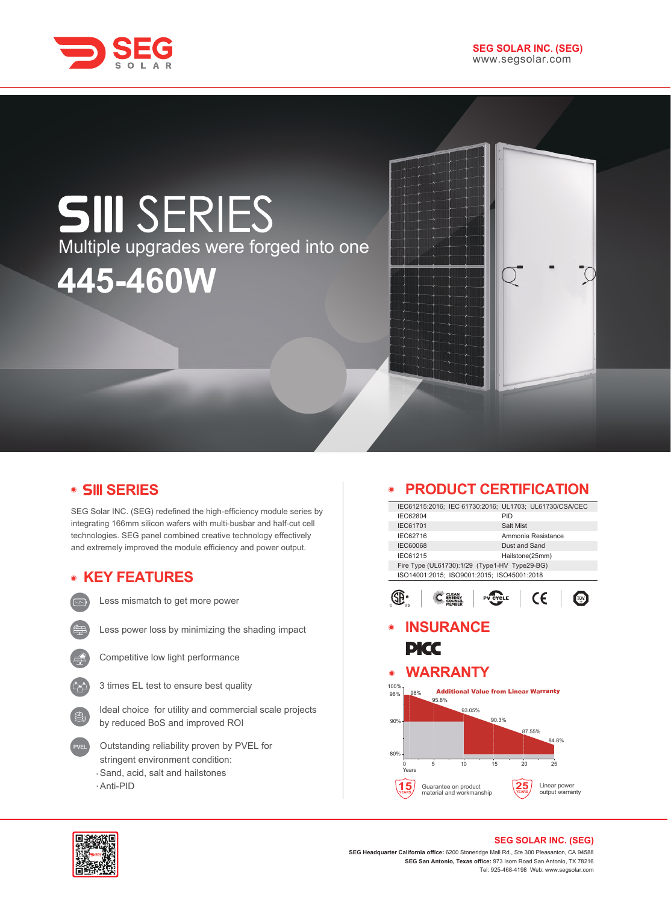# SEG SOLAR

**SEG SOLAR INC. (SEG)**
www.segsolar.com

# SIII SERIES

Multiple upgrades were forged into one

# 445-460W

## SIII SERIES

SEG Solar INC. (SEG) redefined the high-efficiency module series by integrating 166mm silicon wafers with multi-busbar and half-cut cell technologies. SEG panel combined creative technology effectively and extremely improved the module efficiency and power output.

## KEY FEATURES

- Less mismatch to get more power
- Less power loss by minimizing the shading impact
- Competitive low light performance
- 3 times EL test to ensure best quality
- Ideal choice for utility and commercial scale projects by reduced BoS and improved ROI
- Outstanding reliability proven by PVEL for stringent environment condition:
  - Sand, acid, salt and hailstones
  - Anti-PID

## PRODUCT CERTIFICATION

| IEC61215:2016; IEC 61730:2016; UL1703; UL61730/CSA/CEC | |
|---|---|
| IEC62804 | PID |
| IEC61701 | Salt Mist |
| IEC62716 | Ammonia Resistance |
| IEC60068 | Dust and Sand |
| IEC61215 | Hailstone(25mm) |
| Fire Type (UL61730):1/29 (Type1-HV Type29-BG) | |
| ISO14001:2015; ISO9001:2015; ISO45001:2018 | |

## INSURANCE

PICC

## WARRANTY

Additional Value from Linear Warranty

| Years | 0 | 1 | 5 | 10 | 15 | 20 | 25 |
|---|---|---|---|---|---|---|---|
| Power | 100% | 98% | 95.8% | 93.05% | 90.3% | 87.55% | 84.8% |

15 YEARS Guarantee on product material and workmanship

25 YEARS Linear power output warranty

**SEG SOLAR INC. (SEG)**

**SEG Headquarter California office:** 6200 Stoneridge Mall Rd., Ste 300 Pleasanton, CA 94588
**SEG San Antonio, Texas office:** 973 Isom Road San Antonio, TX 78216
Tel: 925-468-4198 Web: www.segsolar.com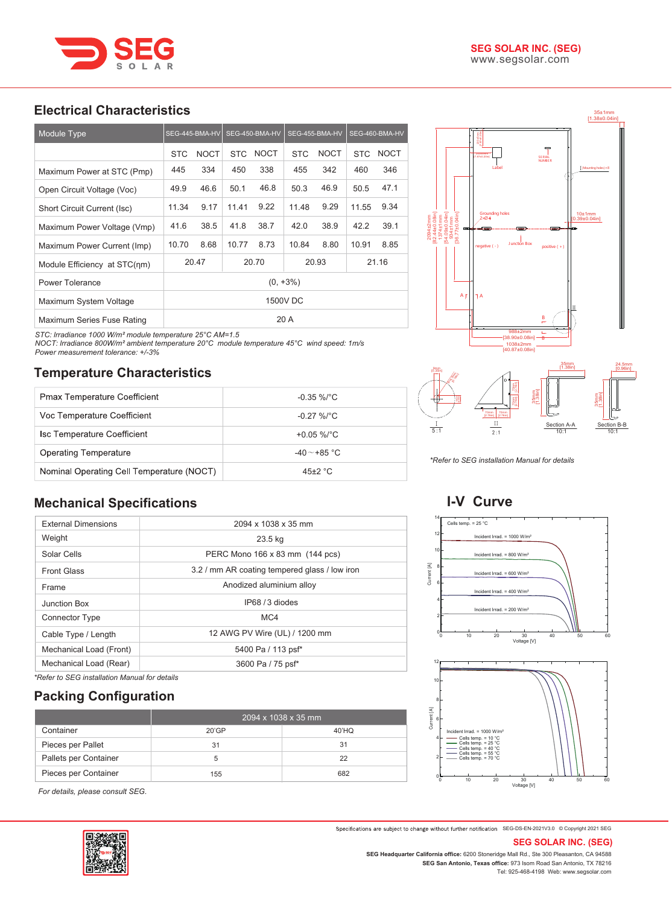**SEG SOLAR INC. (SEG)**
www.segsolar.com

## Electrical Characteristics

| Module Type | SEG-445-BMA-HV | | SEG-450-BMA-HV | | SEG-455-BMA-HV | | SEG-460-BMA-HV | |
|---|---|---|---|---|---|---|---|---|
| | STC | NOCT | STC | NOCT | STC | NOCT | STC | NOCT |
| Maximum Power at STC (Pmp) | 445 | 334 | 450 | 338 | 455 | 342 | 460 | 346 |
| Open Circuit Voltage (Voc) | 49.9 | 46.6 | 50.1 | 46.8 | 50.3 | 46.9 | 50.5 | 47.1 |
| Short Circuit Current (Isc) | 11.34 | 9.17 | 11.41 | 9.22 | 11.48 | 9.29 | 11.55 | 9.34 |
| Maximum Power Voltage (Vmp) | 41.6 | 38.5 | 41.8 | 38.7 | 42.0 | 38.9 | 42.2 | 39.1 |
| Maximum Power Current (Imp) | 10.70 | 8.68 | 10.77 | 8.73 | 10.84 | 8.80 | 10.91 | 8.85 |
| Module Efficiency at STC(ηm) | 20.47 | | 20.70 | | 20.93 | | 21.16 | |
| Power Tolerance | (0, +3%) | | | | | | | |
| Maximum System Voltage | 1500V DC | | | | | | | |
| Maximum Series Fuse Rating | 20 A | | | | | | | |

*STC: Irradiance 1000 W/m² module temperature 25°C AM=1.5*
*NOCT: Irradiance 800W/m² ambient temperature 20°C module temperature 45°C wind speed: 1m/s*
*Power measurement tolerance: +/-3%*

35±1mm [1.38±0.04in]
Label
SERIAL NUMBER
Mounting holes
Grounding holes 2-Ø4
10±1mm [0.39±0.04in]
2094±2mm [82.44±0.08in]
1374±1mm [54.09±0.04in]
934±1mm [36.77±0.04in]
negative ( - )
Junction Box
positive ( + )
A A
B B
II
I
988±2mm [38.90±0.08in]
1038±2mm [40.87±0.08in]

I 5:1
II 2:1
35mm [1.38in]
Section A-A 10:1
24.5mm [0.96in]
Section B-B 10:1

*Refer to SEG installation Manual for details

## Temperature Characteristics

| | |
|---|---|
| Pmax Temperature Coefficient | -0.35 %/°C |
| Voc Temperature Coefficient | -0.27 %/°C |
| Isc Temperature Coefficient | +0.05 %/°C |
| Operating Temperature | -40～+85 °C |
| Nominal Operating Cell Temperature (NOCT) | 45±2 °C |

## Mechanical Specifications

| | |
|---|---|
| External Dimensions | 2094 x 1038 x 35 mm |
| Weight | 23.5 kg |
| Solar Cells | PERC Mono 166 x 83 mm (144 pcs) |
| Front Glass | 3.2 / mm AR coating tempered glass / low iron |
| Frame | Anodized aluminium alloy |
| Junction Box | IP68 / 3 diodes |
| Connector Type | MC4 |
| Cable Type / Length | 12 AWG PV Wire (UL) / 1200 mm |
| Mechanical Load (Front) | 5400 Pa / 113 psf* |
| Mechanical Load (Rear) | 3600 Pa / 75 psf* |

*Refer to SEG installation Manual for details

## I-V Curve

Cells temp. = 25 °C
Incident Irrad. = 1000 W/m²
Incident Irrad. = 800 W/m²
Incident Irrad. = 600 W/m²
Incident Irrad. = 400 W/m²
Incident Irrad. = 200 W/m²
Current [A]
Voltage [V]

Incident Irrad. = 1000 W/m²
Cells temp. = 10 °C
Cells temp. = 25 °C
Cells temp. = 40 °C
Cells temp. = 55 °C
Cells temp. = 70 °C
Current [A]
Voltage [V]

## Packing Configuration

| | 2094 x 1038 x 35 mm | |
|---|---|---|
| Container | 20'GP | 40'HQ |
| Pieces per Pallet | 31 | 31 |
| Pallets per Container | 5 | 22 |
| Pieces per Container | 155 | 682 |

*For details, please consult SEG.*

Specifications are subject to change without further notification SEG-DS-EN-2021V3.0 © Copyright 2021 SEG

**SEG SOLAR INC. (SEG)**

**SEG Headquarter California office:** 6200 Stoneridge Mall Rd., Ste 300 Pleasanton, CA 94588
**SEG San Antonio, Texas office:** 973 Isom Road San Antonio, TX 78216
Tel: 925-468-4198 Web: www.segsolar.com